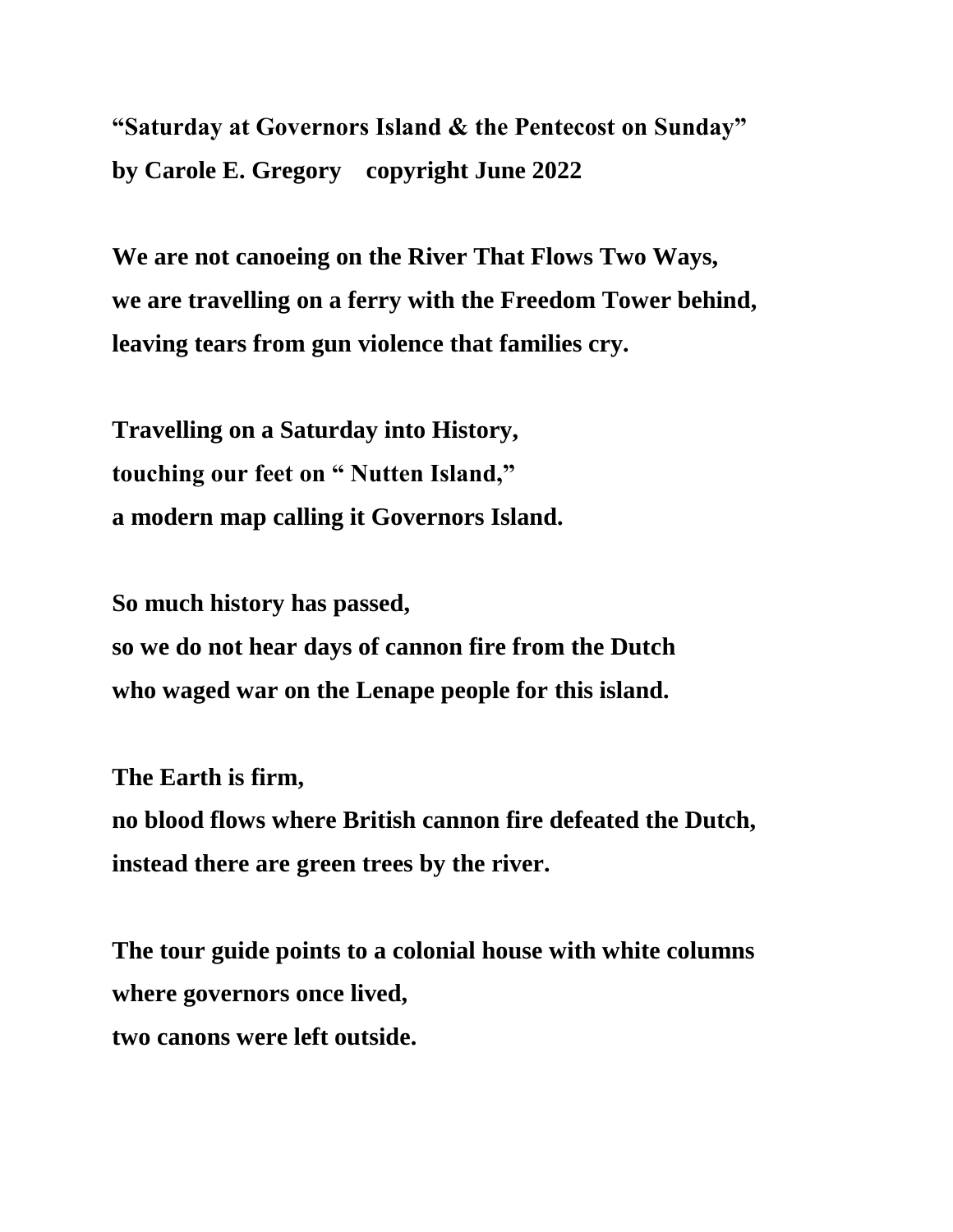**"Saturday at Governors Island & the Pentecost on Sunday"**
**by Carole E. Gregory    copyright June 2022**

**We are not canoeing on the River That Flows Two Ways,**
**we are travelling on a ferry with the Freedom Tower behind,**
**leaving tears from gun violence that families cry.**

**Travelling on a Saturday into History,**
**touching our feet on " Nutten Island,"**
**a modern map calling it Governors Island.**

**So much history has passed,**
**so we do not hear days of cannon fire from the Dutch**
**who waged war on the Lenape people for this island.**

**The Earth is firm,**
**no blood flows where British cannon fire defeated the Dutch,**
**instead there are green trees by the river.**

**The tour guide points to a colonial house with white columns**
**where governors once lived,**
**two canons were left outside.**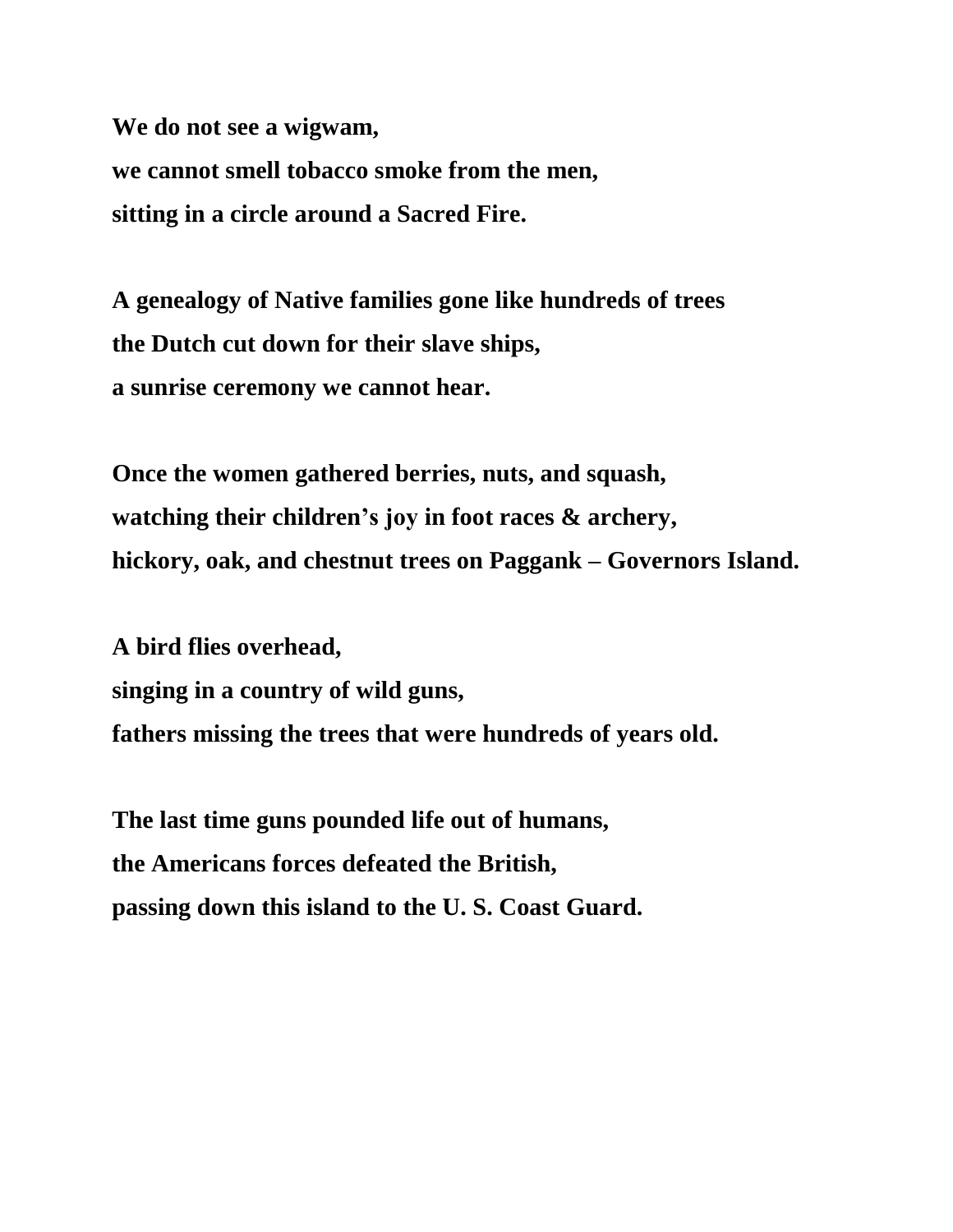**We do not see a wigwam,**
**we cannot smell tobacco smoke from the men,**
**sitting in a circle around a Sacred Fire.**

**A genealogy of Native families gone like hundreds of trees**
**the Dutch cut down for their slave ships,**
**a sunrise ceremony we cannot hear.**

**Once the women gathered berries, nuts, and squash,**
**watching their children's joy in foot races & archery,**
**hickory, oak, and chestnut trees on Paggank – Governors Island.**

**A bird flies overhead,**
**singing in a country of wild guns,**
**fathers missing the trees that were hundreds of years old.**

**The last time guns pounded life out of humans,**
**the Americans forces defeated the British,**
**passing down this island to the U. S. Coast Guard.**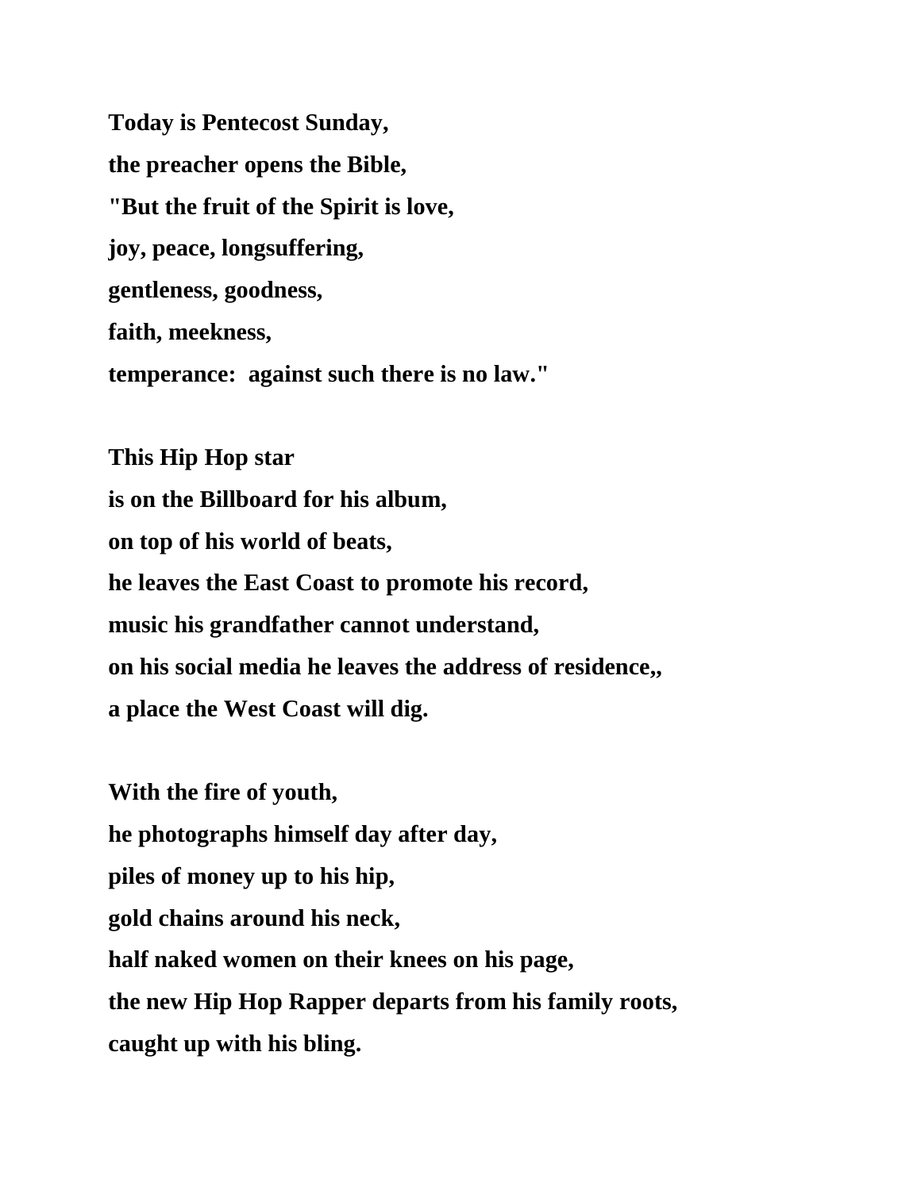**Today is Pentecost Sunday,**
**the preacher opens the Bible,**
**"But the fruit of the Spirit is love,**
**joy, peace, longsuffering,**
**gentleness, goodness,**
**faith, meekness,**
**temperance:  against such there is no law."**

**This Hip Hop star**
**is on the Billboard for his album,**
**on top of his world of beats,**
**he leaves the East Coast to promote his record,**
**music his grandfather cannot understand,**
**on his social media he leaves the address of residence,,**
**a place the West Coast will dig.**

**With the fire of youth,**
**he photographs himself day after day,**
**piles of money up to his hip,**
**gold chains around his neck,**
**half naked women on their knees on his page,**
**the new Hip Hop Rapper departs from his family roots,**
**caught up with his bling.**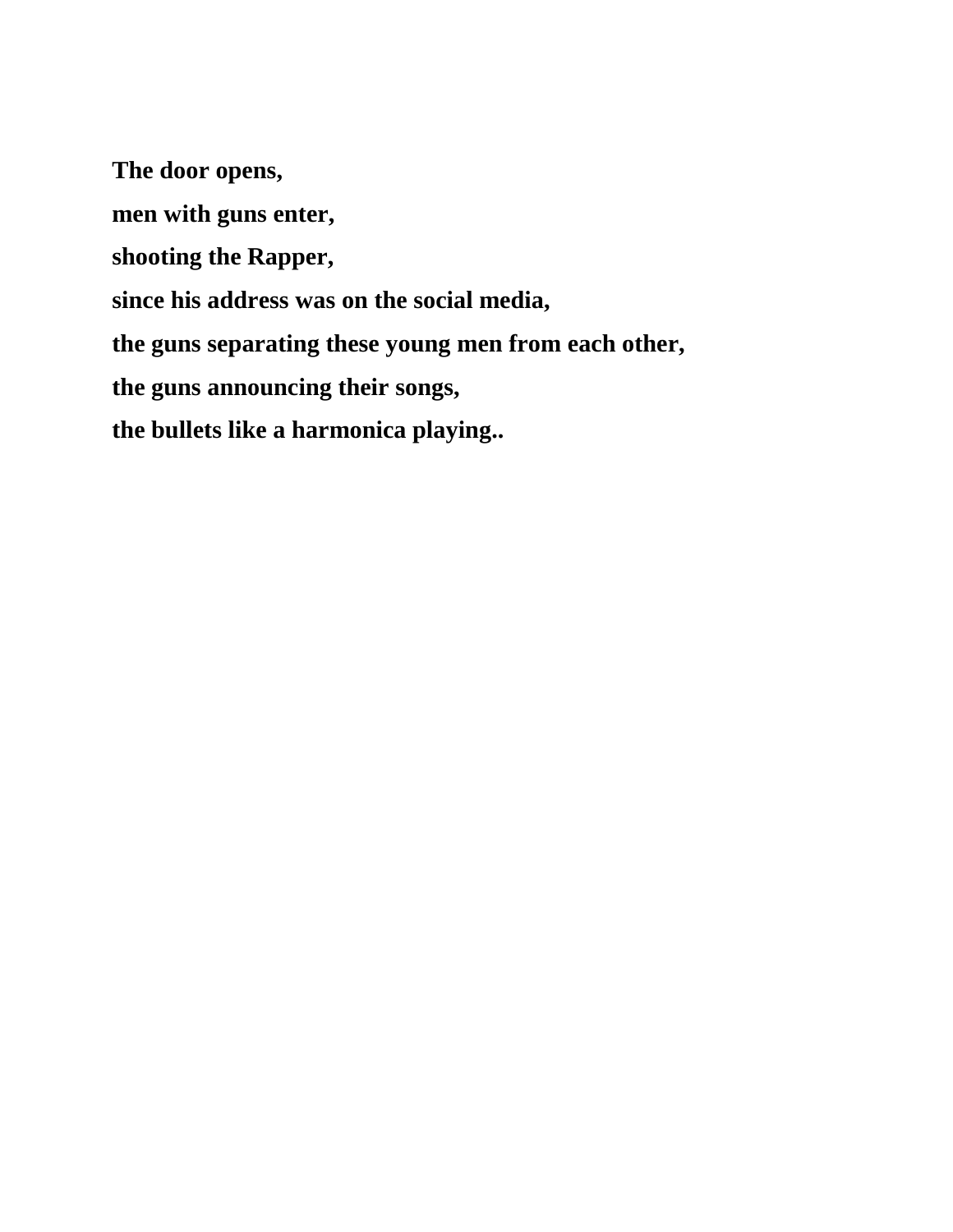**The door opens,**

**men with guns enter,**

**shooting the Rapper,**

**since his address was on the social media,**

**the guns separating these young men from each other,**

**the guns announcing their songs,**

**the bullets like a harmonica playing..**